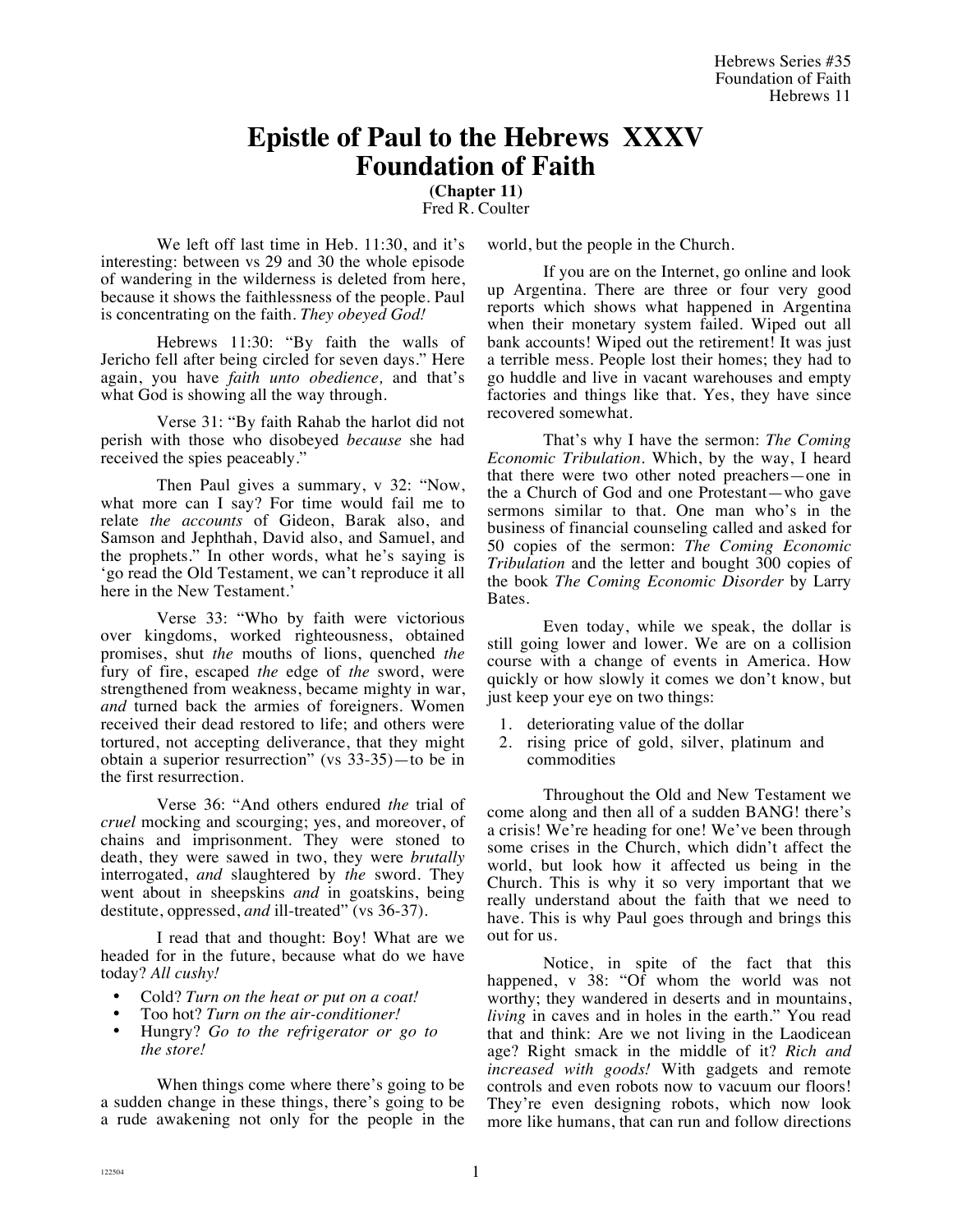# Epistle of Paul to the Hebrews XXXV
# Foundation of Faith

**(Chapter 11)**
Fred R. Coulter

We left off last time in Heb. 11:30, and it's interesting: between vs 29 and 30 the whole episode of wandering in the wilderness is deleted from here, because it shows the faithlessness of the people. Paul is concentrating on the faith. *They obeyed God!*

Hebrews 11:30: "By faith the walls of Jericho fell after being circled for seven days." Here again, you have *faith unto obedience,* and that's what God is showing all the way through.

Verse 31: "By faith Rahab the harlot did not perish with those who disobeyed *because* she had received the spies peaceably."

Then Paul gives a summary, v 32: "Now, what more can I say? For time would fail me to relate *the accounts* of Gideon, Barak also, and Samson and Jephthah, David also, and Samuel, and the prophets." In other words, what he's saying is 'go read the Old Testament, we can't reproduce it all here in the New Testament.'

Verse 33: "Who by faith were victorious over kingdoms, worked righteousness, obtained promises, shut *the* mouths of lions, quenched *the* fury of fire, escaped *the* edge of *the* sword, were strengthened from weakness, became mighty in war, *and* turned back the armies of foreigners. Women received their dead restored to life; and others were tortured, not accepting deliverance, that they might obtain a superior resurrection" (vs 33-35)—to be in the first resurrection.

Verse 36: "And others endured *the* trial of *cruel* mocking and scourging; yes, and moreover, of chains and imprisonment. They were stoned to death, they were sawed in two, they were *brutally* interrogated, *and* slaughtered by *the* sword. They went about in sheepskins *and* in goatskins, being destitute, oppressed, *and* ill-treated" (vs 36-37).

I read that and thought: Boy! What are we headed for in the future, because what do we have today? *All cushy!*

- Cold? *Turn on the heat or put on a coat!*
- Too hot? *Turn on the air-conditioner!*
- Hungry? *Go to the refrigerator or go to the store!*

When things come where there's going to be a sudden change in these things, there's going to be a rude awakening not only for the people in the world, but the people in the Church.

If you are on the Internet, go online and look up Argentina. There are three or four very good reports which shows what happened in Argentina when their monetary system failed. Wiped out all bank accounts! Wiped out the retirement! It was just a terrible mess. People lost their homes; they had to go huddle and live in vacant warehouses and empty factories and things like that. Yes, they have since recovered somewhat.

That's why I have the sermon: *The Coming Economic Tribulation*. Which, by the way, I heard that there were two other noted preachers—one in the a Church of God and one Protestant—who gave sermons similar to that. One man who's in the business of financial counseling called and asked for 50 copies of the sermon: *The Coming Economic Tribulation* and the letter and bought 300 copies of the book *The Coming Economic Disorder* by Larry Bates.

Even today, while we speak, the dollar is still going lower and lower. We are on a collision course with a change of events in America. How quickly or how slowly it comes we don't know, but just keep your eye on two things:

1. deteriorating value of the dollar
2. rising price of gold, silver, platinum and commodities

Throughout the Old and New Testament we come along and then all of a sudden BANG! there's a crisis! We're heading for one! We've been through some crises in the Church, which didn't affect the world, but look how it affected us being in the Church. This is why it so very important that we really understand about the faith that we need to have. This is why Paul goes through and brings this out for us.

Notice, in spite of the fact that this happened, v 38: "Of whom the world was not worthy; they wandered in deserts and in mountains, *living* in caves and in holes in the earth." You read that and think: Are we not living in the Laodicean age? Right smack in the middle of it? *Rich and increased with goods!* With gadgets and remote controls and even robots now to vacuum our floors! They're even designing robots, which now look more like humans, that can run and follow directions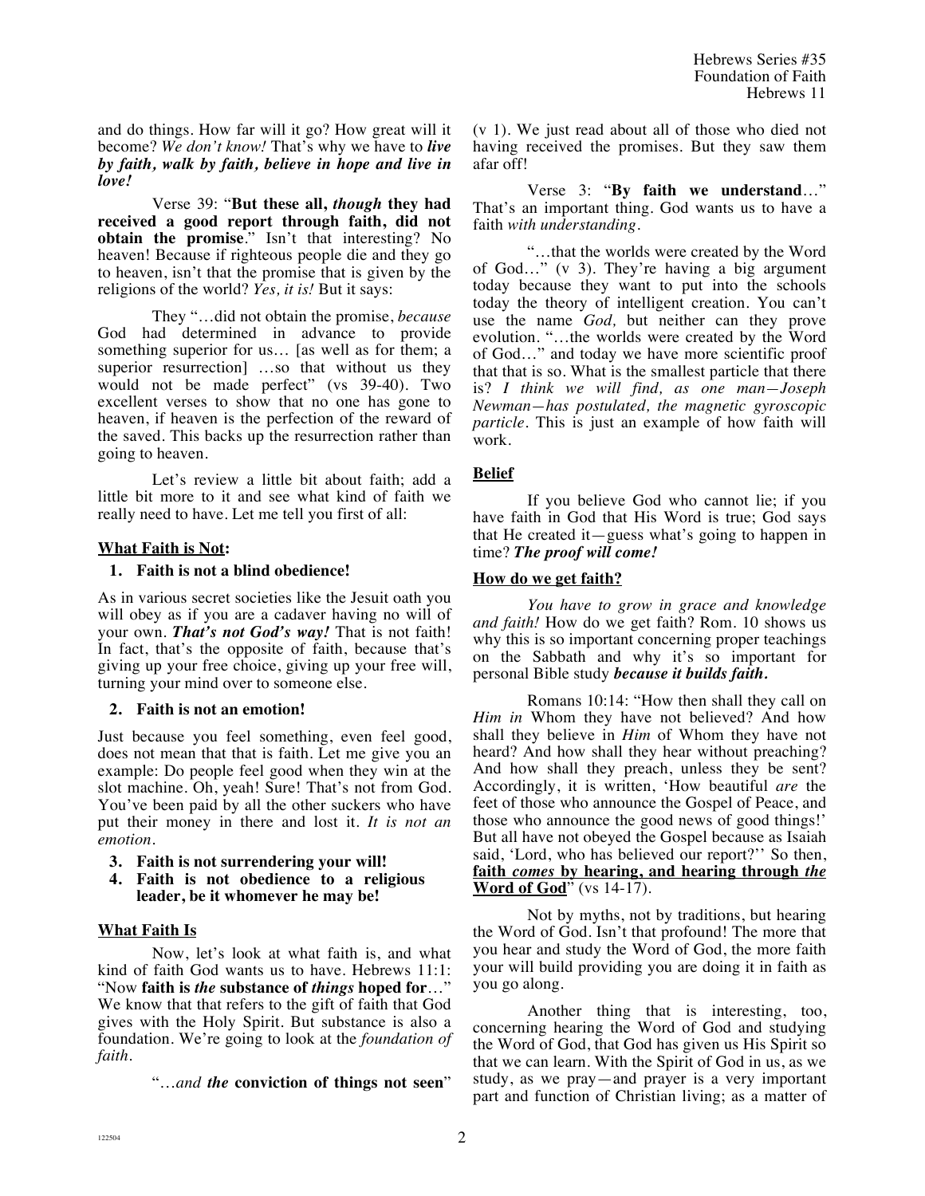and do things. How far will it go? How great will it become? *We don't know!* That's why we have to ***live by faith, walk by faith, believe in hope and live in love!***

Verse 39: "**But these all, *though* they had received a good report through faith, did not obtain the promise**." Isn't that interesting? No heaven! Because if righteous people die and they go to heaven, isn't that the promise that is given by the religions of the world? *Yes, it is!* But it says:

They "…did not obtain the promise, *because* God had determined in advance to provide something superior for us… [as well as for them; a superior resurrection] …so that without us they would not be made perfect" (vs 39-40). Two excellent verses to show that no one has gone to heaven, if heaven is the perfection of the reward of the saved. This backs up the resurrection rather than going to heaven.

Let's review a little bit about faith; add a little bit more to it and see what kind of faith we really need to have. Let me tell you first of all:

## What Faith is Not:

1. **Faith is not a blind obedience!**

As in various secret societies like the Jesuit oath you will obey as if you are a cadaver having no will of your own. ***That's not God's way!*** That is not faith! In fact, that's the opposite of faith, because that's giving up your free choice, giving up your free will, turning your mind over to someone else.

2. **Faith is not an emotion!**

Just because you feel something, even feel good, does not mean that that is faith. Let me give you an example: Do people feel good when they win at the slot machine. Oh, yeah! Sure! That's not from God. You've been paid by all the other suckers who have put their money in there and lost it. *It is not an emotion.*

3. **Faith is not surrendering your will!**
4. **Faith is not obedience to a religious leader, be it whomever he may be!**

## What Faith Is

Now, let's look at what faith is, and what kind of faith God wants us to have. Hebrews 11:1: "Now **faith is *the* substance of *things* hoped for**…" We know that that refers to the gift of faith that God gives with the Holy Spirit. But substance is also a foundation. We're going to look at the *foundation of faith*.

"…*and the* **conviction of things not seen**" (v 1). We just read about all of those who died not having received the promises. But they saw them afar off!

Verse 3: "**By faith we understand**…" That's an important thing. God wants us to have a faith *with understanding*.

"…that the worlds were created by the Word of God…" (v 3). They're having a big argument today because they want to put into the schools today the theory of intelligent creation. You can't use the name *God*, but neither can they prove evolution. "…the worlds were created by the Word of God…" and today we have more scientific proof that that is so. What is the smallest particle that there is? *I think we will find, as one man—Joseph Newman—has postulated, the magnetic gyroscopic particle*. This is just an example of how faith will work.

## Belief

If you believe God who cannot lie; if you have faith in God that His Word is true; God says that He created it—guess what's going to happen in time? ***The proof will come!***

## How do we get faith?

*You have to grow in grace and knowledge and faith!* How do we get faith? Rom. 10 shows us why this is so important concerning proper teachings on the Sabbath and why it's so important for personal Bible study ***because it builds faith.***

Romans 10:14: "How then shall they call on *Him in* Whom they have not believed? And how shall they believe in *Him* of Whom they have not heard? And how shall they hear without preaching? And how shall they preach, unless they be sent? Accordingly, it is written, 'How beautiful *are* the feet of those who announce the Gospel of Peace, and those who announce the good news of good things!' But all have not obeyed the Gospel because as Isaiah said, 'Lord, who has believed our report?'' So then, **faith *comes* by hearing, and hearing through *the* Word of God**" (vs 14-17).

Not by myths, not by traditions, but hearing the Word of God. Isn't that profound! The more that you hear and study the Word of God, the more faith your will build providing you are doing it in faith as you go along.

Another thing that is interesting, too, concerning hearing the Word of God and studying the Word of God, that God has given us His Spirit so that we can learn. With the Spirit of God in us, as we study, as we pray—and prayer is a very important part and function of Christian living; as a matter of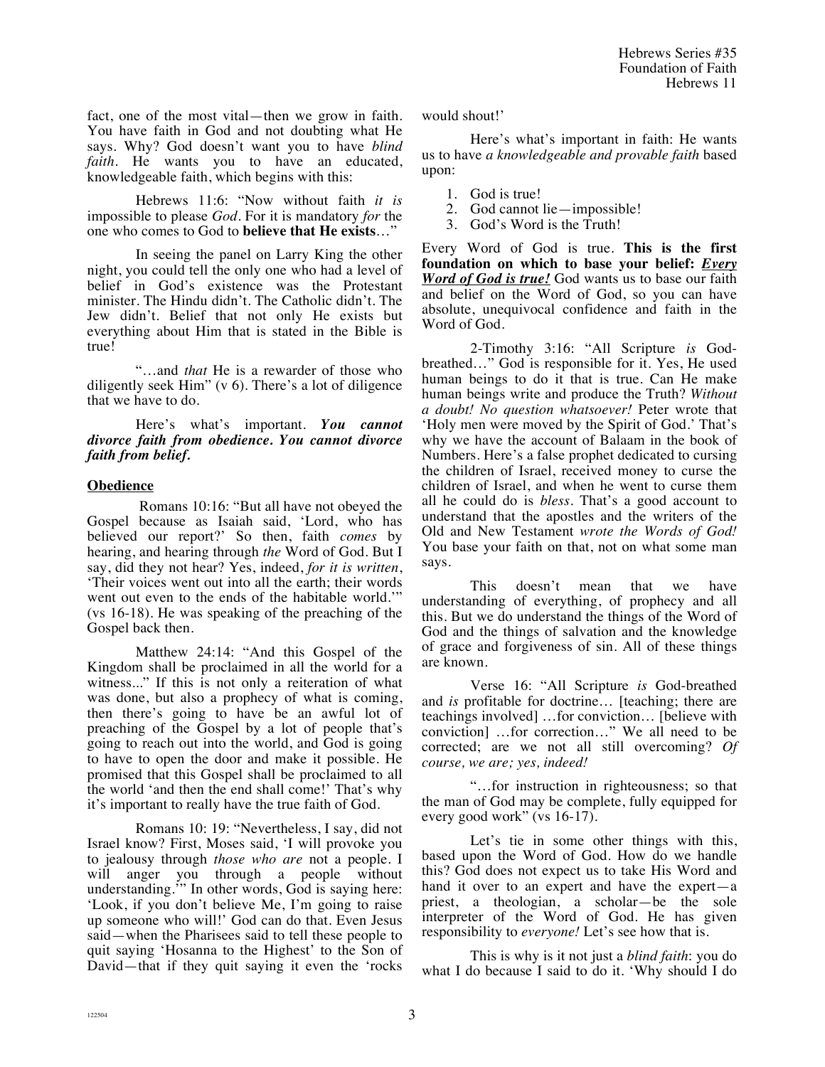fact, one of the most vital—then we grow in faith. You have faith in God and not doubting what He says. Why? God doesn't want you to have *blind faith*. He wants you to have an educated, knowledgeable faith, which begins with this:

Hebrews 11:6: "Now without faith *it is* impossible to please *God*. For it is mandatory *for* the one who comes to God to **believe that He exists**…"

In seeing the panel on Larry King the other night, you could tell the only one who had a level of belief in God's existence was the Protestant minister. The Hindu didn't. The Catholic didn't. The Jew didn't. Belief that not only He exists but everything about Him that is stated in the Bible is true!

"…and *that* He is a rewarder of those who diligently seek Him" (v 6). There's a lot of diligence that we have to do.

Here's what's important. ***You cannot divorce faith from obedience. You cannot divorce faith from belief.***

**Obedience**

Romans 10:16: "But all have not obeyed the Gospel because as Isaiah said, 'Lord, who has believed our report?' So then, faith *comes* by hearing, and hearing through *the* Word of God. But I say, did they not hear? Yes, indeed, *for it is written*, 'Their voices went out into all the earth; their words went out even to the ends of the habitable world.'" (vs 16-18). He was speaking of the preaching of the Gospel back then.

Matthew 24:14: "And this Gospel of the Kingdom shall be proclaimed in all the world for a witness..." If this is not only a reiteration of what was done, but also a prophecy of what is coming, then there's going to have be an awful lot of preaching of the Gospel by a lot of people that's going to reach out into the world, and God is going to have to open the door and make it possible. He promised that this Gospel shall be proclaimed to all the world 'and then the end shall come!' That's why it's important to really have the true faith of God.

Romans 10: 19: "Nevertheless, I say, did not Israel know? First, Moses said, 'I will provoke you to jealousy through *those who are* not a people. I will anger you through a people without understanding.'" In other words, God is saying here: 'Look, if you don't believe Me, I'm going to raise up someone who will!' God can do that. Even Jesus said—when the Pharisees said to tell these people to quit saying 'Hosanna to the Highest' to the Son of David—that if they quit saying it even the 'rocks would shout!'

Here's what's important in faith: He wants us to have *a knowledgeable and provable faith* based upon:

1. God is true!
2. God cannot lie—impossible!
3. God's Word is the Truth!

Every Word of God is true. **This is the first foundation on which to base your belief: *Every Word of God is true!*** God wants us to base our faith and belief on the Word of God, so you can have absolute, unequivocal confidence and faith in the Word of God.

2-Timothy 3:16: "All Scripture *is* God-breathed…" God is responsible for it. Yes, He used human beings to do it that is true. Can He make human beings write and produce the Truth? *Without a doubt! No question whatsoever!* Peter wrote that 'Holy men were moved by the Spirit of God.' That's why we have the account of Balaam in the book of Numbers. Here's a false prophet dedicated to cursing the children of Israel, received money to curse the children of Israel, and when he went to curse them all he could do is *bless*. That's a good account to understand that the apostles and the writers of the Old and New Testament *wrote the Words of God!* You base your faith on that, not on what some man says.

This doesn't mean that we have understanding of everything, of prophecy and all this. But we do understand the things of the Word of God and the things of salvation and the knowledge of grace and forgiveness of sin. All of these things are known.

Verse 16: "All Scripture *is* God-breathed and *is* profitable for doctrine… [teaching; there are teachings involved] …for conviction… [believe with conviction] …for correction…" We all need to be corrected; are we not all still overcoming? *Of course, we are; yes, indeed!*

"…for instruction in righteousness; so that the man of God may be complete, fully equipped for every good work" (vs 16-17).

Let's tie in some other things with this, based upon the Word of God. How do we handle this? God does not expect us to take His Word and hand it over to an expert and have the expert—a priest, a theologian, a scholar—be the sole interpreter of the Word of God. He has given responsibility to *everyone!* Let's see how that is.

This is why is it not just a *blind faith*: you do what I do because I said to do it. 'Why should I do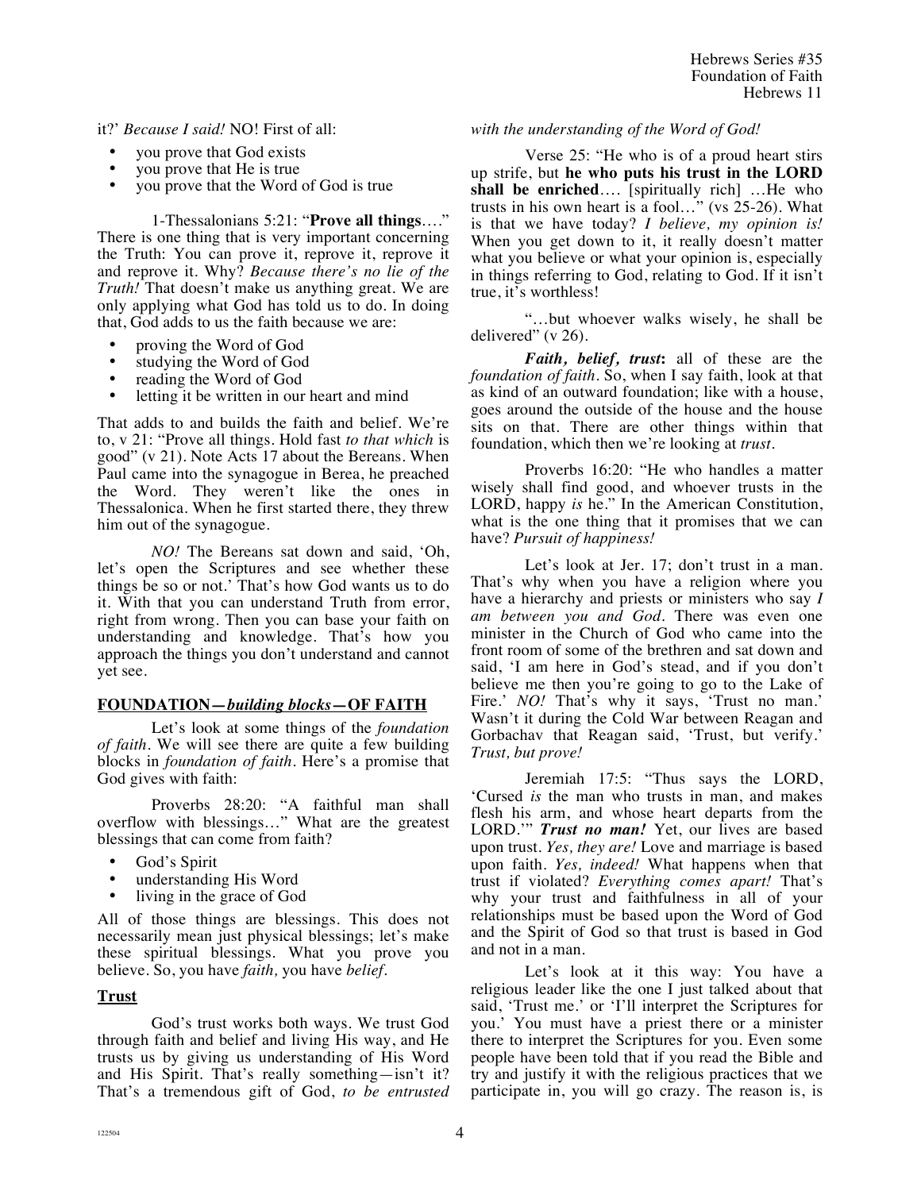it?' *Because I said!* NO! First of all:

- you prove that God exists
- you prove that He is true
- you prove that the Word of God is true

1-Thessalonians 5:21: "**Prove all things**…." There is one thing that is very important concerning the Truth: You can prove it, reprove it, reprove it and reprove it. Why? *Because there's no lie of the Truth!* That doesn't make us anything great. We are only applying what God has told us to do. In doing that, God adds to us the faith because we are:

- proving the Word of God
- studying the Word of God
- reading the Word of God
- letting it be written in our heart and mind

That adds to and builds the faith and belief. We're to, v 21: "Prove all things. Hold fast *to that which* is good" (v 21). Note Acts 17 about the Bereans. When Paul came into the synagogue in Berea, he preached the Word. They weren't like the ones in Thessalonica. When he first started there, they threw him out of the synagogue.

*NO!* The Bereans sat down and said, 'Oh, let's open the Scriptures and see whether these things be so or not.' That's how God wants us to do it. With that you can understand Truth from error, right from wrong. Then you can base your faith on understanding and knowledge. That's how you approach the things you don't understand and cannot yet see.

## FOUNDATION—*building blocks*—OF FAITH

Let's look at some things of the *foundation of faith*. We will see there are quite a few building blocks in *foundation of faith*. Here's a promise that God gives with faith:

Proverbs 28:20: "A faithful man shall overflow with blessings…" What are the greatest blessings that can come from faith?

- God's Spirit
- understanding His Word
- living in the grace of God

All of those things are blessings. This does not necessarily mean just physical blessings; let's make these spiritual blessings. What you prove you believe. So, you have *faith,* you have *belief*.

## Trust

God's trust works both ways. We trust God through faith and belief and living His way, and He trusts us by giving us understanding of His Word and His Spirit. That's really something—isn't it? That's a tremendous gift of God, *to be entrusted with the understanding of the Word of God!*

Verse 25: "He who is of a proud heart stirs up strife, but **he who puts his trust in the LORD shall be enriched**…. [spiritually rich] …He who trusts in his own heart is a fool…" (vs 25-26). What is that we have today? *I believe, my opinion is!* When you get down to it, it really doesn't matter what you believe or what your opinion is, especially in things referring to God, relating to God. If it isn't true, it's worthless!

"…but whoever walks wisely, he shall be delivered" (v 26).

***Faith, belief, trust*:** all of these are the *foundation of faith*. So, when I say faith, look at that as kind of an outward foundation; like with a house, goes around the outside of the house and the house sits on that. There are other things within that foundation, which then we're looking at *trust*.

Proverbs 16:20: "He who handles a matter wisely shall find good, and whoever trusts in the LORD, happy *is* he." In the American Constitution, what is the one thing that it promises that we can have? *Pursuit of happiness!*

Let's look at Jer. 17; don't trust in a man. That's why when you have a religion where you have a hierarchy and priests or ministers who say *I am between you and God*. There was even one minister in the Church of God who came into the front room of some of the brethren and sat down and said, 'I am here in God's stead, and if you don't believe me then you're going to go to the Lake of Fire.' *NO!* That's why it says, 'Trust no man.' Wasn't it during the Cold War between Reagan and Gorbachav that Reagan said, 'Trust, but verify.' *Trust, but prove!*

Jeremiah 17:5: "Thus says the LORD, 'Cursed *is* the man who trusts in man, and makes flesh his arm, and whose heart departs from the LORD.'" ***Trust no man!*** Yet, our lives are based upon trust. *Yes, they are!* Love and marriage is based upon faith. *Yes, indeed!* What happens when that trust if violated? *Everything comes apart!* That's why your trust and faithfulness in all of your relationships must be based upon the Word of God and the Spirit of God so that trust is based in God and not in a man.

Let's look at it this way: You have a religious leader like the one I just talked about that said, 'Trust me.' or 'I'll interpret the Scriptures for you.' You must have a priest there or a minister there to interpret the Scriptures for you. Even some people have been told that if you read the Bible and try and justify it with the religious practices that we participate in, you will go crazy. The reason is, is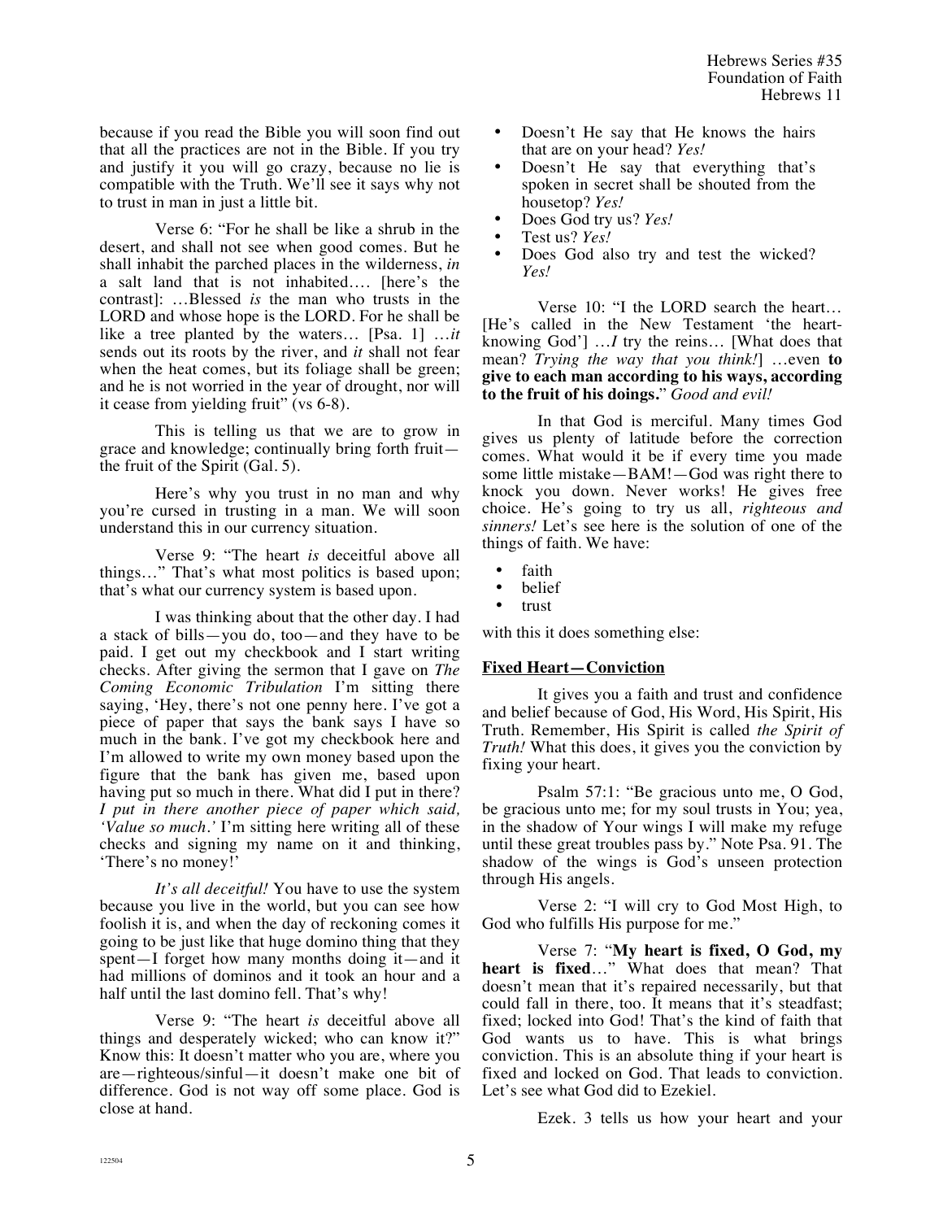because if you read the Bible you will soon find out that all the practices are not in the Bible. If you try and justify it you will go crazy, because no lie is compatible with the Truth. We'll see it says why not to trust in man in just a little bit.

Verse 6: "For he shall be like a shrub in the desert, and shall not see when good comes. But he shall inhabit the parched places in the wilderness, *in* a salt land that is not inhabited…. [here's the contrast]: …Blessed *is* the man who trusts in the LORD and whose hope is the LORD. For he shall be like a tree planted by the waters… [Psa. 1] …*it* sends out its roots by the river, and *it* shall not fear when the heat comes, but its foliage shall be green; and he is not worried in the year of drought, nor will it cease from yielding fruit" (vs 6-8).

This is telling us that we are to grow in grace and knowledge; continually bring forth fruit—the fruit of the Spirit (Gal. 5).

Here's why you trust in no man and why you're cursed in trusting in a man. We will soon understand this in our currency situation.

Verse 9: "The heart *is* deceitful above all things…" That's what most politics is based upon; that's what our currency system is based upon.

I was thinking about that the other day. I had a stack of bills—you do, too—and they have to be paid. I get out my checkbook and I start writing checks. After giving the sermon that I gave on *The Coming Economic Tribulation* I'm sitting there saying, 'Hey, there's not one penny here. I've got a piece of paper that says the bank says I have so much in the bank. I've got my checkbook here and I'm allowed to write my own money based upon the figure that the bank has given me, based upon having put so much in there. What did I put in there? *I put in there another piece of paper which said, 'Value so much.'* I'm sitting here writing all of these checks and signing my name on it and thinking, 'There's no money!'

*It's all deceitful!* You have to use the system because you live in the world, but you can see how foolish it is, and when the day of reckoning comes it going to be just like that huge domino thing that they spent—I forget how many months doing it—and it had millions of dominos and it took an hour and a half until the last domino fell. That's why!

Verse 9: "The heart *is* deceitful above all things and desperately wicked; who can know it?" Know this: It doesn't matter who you are, where you are—righteous/sinful—it doesn't make one bit of difference. God is not way off some place. God is close at hand.

- Doesn't He say that He knows the hairs that are on your head? *Yes!*
- Doesn't He say that everything that's spoken in secret shall be shouted from the housetop? *Yes!*
- Does God try us? *Yes!*
- Test us? *Yes!*
- Does God also try and test the wicked? *Yes!*

Verse 10: "I the LORD search the heart… [He's called in the New Testament 'the heart-knowing God'] …*I* try the reins… [What does that mean? *Trying the way that you think!*] …even **to give to each man according to his ways, according to the fruit of his doings.**" *Good and evil!*

In that God is merciful. Many times God gives us plenty of latitude before the correction comes. What would it be if every time you made some little mistake—BAM!—God was right there to knock you down. Never works! He gives free choice. He's going to try us all, *righteous and sinners!* Let's see here is the solution of one of the things of faith. We have:

- faith
- belief
- trust

with this it does something else:

**Fixed Heart—Conviction**

It gives you a faith and trust and confidence and belief because of God, His Word, His Spirit, His Truth. Remember, His Spirit is called *the Spirit of Truth!* What this does, it gives you the conviction by fixing your heart.

Psalm 57:1: "Be gracious unto me, O God, be gracious unto me; for my soul trusts in You; yea, in the shadow of Your wings I will make my refuge until these great troubles pass by." Note Psa. 91. The shadow of the wings is God's unseen protection through His angels.

Verse 2: "I will cry to God Most High, to God who fulfills His purpose for me."

Verse 7: "**My heart is fixed, O God, my heart is fixed**…" What does that mean? That doesn't mean that it's repaired necessarily, but that could fall in there, too. It means that it's steadfast; fixed; locked into God! That's the kind of faith that God wants us to have. This is what brings conviction. This is an absolute thing if your heart is fixed and locked on God. That leads to conviction. Let's see what God did to Ezekiel.

Ezek. 3 tells us how your heart and your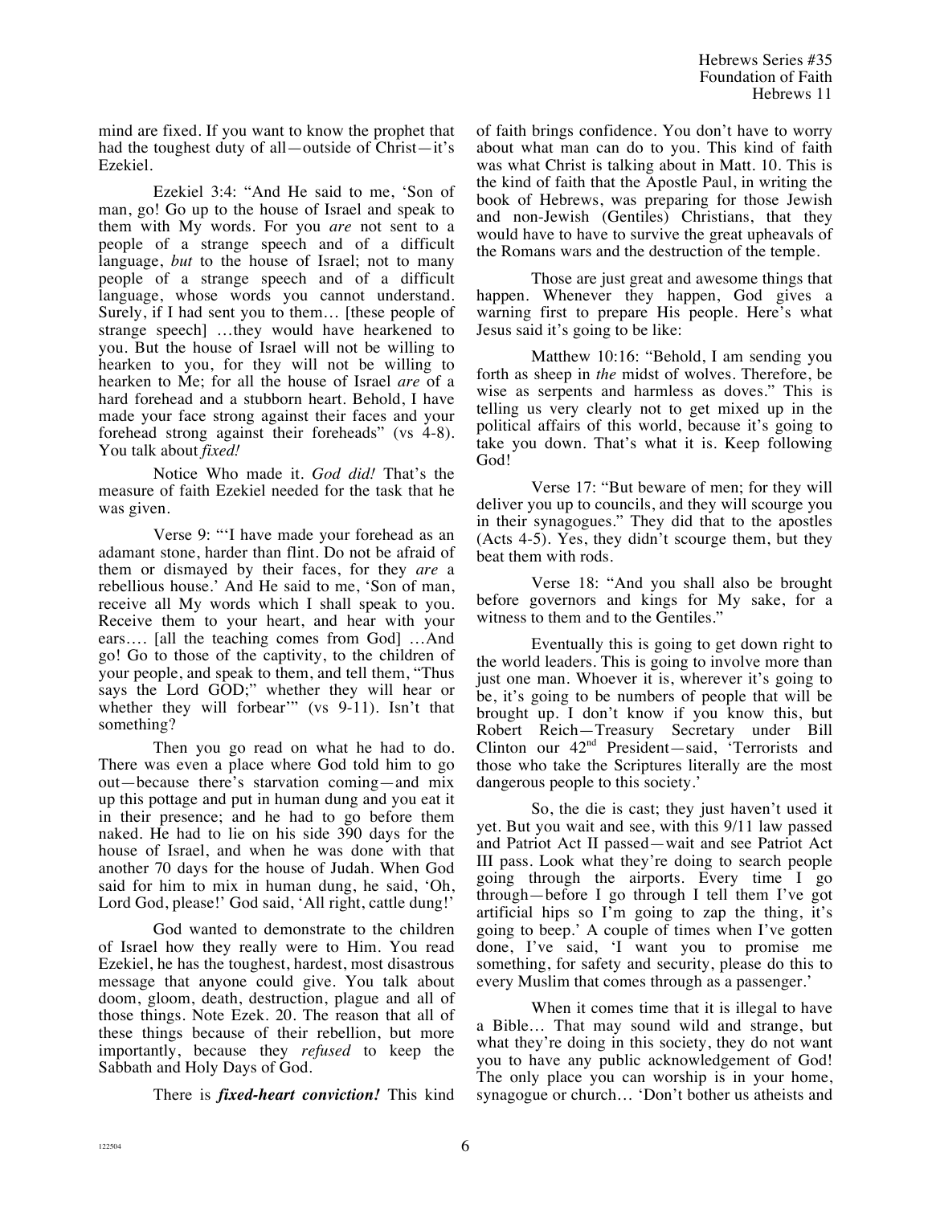mind are fixed. If you want to know the prophet that had the toughest duty of all—outside of Christ—it's Ezekiel.

Ezekiel 3:4: "And He said to me, 'Son of man, go! Go up to the house of Israel and speak to them with My words. For you *are* not sent to a people of a strange speech and of a difficult language, *but* to the house of Israel; not to many people of a strange speech and of a difficult language, whose words you cannot understand. Surely, if I had sent you to them… [these people of strange speech] …they would have hearkened to you. But the house of Israel will not be willing to hearken to you, for they will not be willing to hearken to Me; for all the house of Israel *are* of a hard forehead and a stubborn heart. Behold, I have made your face strong against their faces and your forehead strong against their foreheads" (vs 4-8). You talk about *fixed!*

Notice Who made it. *God did!* That's the measure of faith Ezekiel needed for the task that he was given.

Verse 9: "'I have made your forehead as an adamant stone, harder than flint. Do not be afraid of them or dismayed by their faces, for they *are* a rebellious house.' And He said to me, 'Son of man, receive all My words which I shall speak to you. Receive them to your heart, and hear with your ears…. [all the teaching comes from God] …And go! Go to those of the captivity, to the children of your people, and speak to them, and tell them, "Thus says the Lord GOD;" whether they will hear or whether they will forbear'" (vs 9-11). Isn't that something?

Then you go read on what he had to do. There was even a place where God told him to go out—because there's starvation coming—and mix up this pottage and put in human dung and you eat it in their presence; and he had to go before them naked. He had to lie on his side 390 days for the house of Israel, and when he was done with that another 70 days for the house of Judah. When God said for him to mix in human dung, he said, 'Oh, Lord God, please!' God said, 'All right, cattle dung!'

God wanted to demonstrate to the children of Israel how they really were to Him. You read Ezekiel, he has the toughest, hardest, most disastrous message that anyone could give. You talk about doom, gloom, death, destruction, plague and all of those things. Note Ezek. 20. The reason that all of these things because of their rebellion, but more importantly, because they *refused* to keep the Sabbath and Holy Days of God.

There is ***fixed-heart conviction!*** This kind of faith brings confidence. You don't have to worry about what man can do to you. This kind of faith was what Christ is talking about in Matt. 10. This is the kind of faith that the Apostle Paul, in writing the book of Hebrews, was preparing for those Jewish and non-Jewish (Gentiles) Christians, that they would have to have to survive the great upheavals of the Romans wars and the destruction of the temple.

Those are just great and awesome things that happen. Whenever they happen, God gives a warning first to prepare His people. Here's what Jesus said it's going to be like:

Matthew 10:16: "Behold, I am sending you forth as sheep in *the* midst of wolves. Therefore, be wise as serpents and harmless as doves." This is telling us very clearly not to get mixed up in the political affairs of this world, because it's going to take you down. That's what it is. Keep following God!

Verse 17: "But beware of men; for they will deliver you up to councils, and they will scourge you in their synagogues." They did that to the apostles (Acts 4-5). Yes, they didn't scourge them, but they beat them with rods.

Verse 18: "And you shall also be brought before governors and kings for My sake, for a witness to them and to the Gentiles."

Eventually this is going to get down right to the world leaders. This is going to involve more than just one man. Whoever it is, wherever it's going to be, it's going to be numbers of people that will be brought up. I don't know if you know this, but Robert Reich—Treasury Secretary under Bill Clinton our 42nd President—said, 'Terrorists and those who take the Scriptures literally are the most dangerous people to this society.'

So, the die is cast; they just haven't used it yet. But you wait and see, with this 9/11 law passed and Patriot Act II passed—wait and see Patriot Act III pass. Look what they're doing to search people going through the airports. Every time I go through—before I go through I tell them I've got artificial hips so I'm going to zap the thing, it's going to beep.' A couple of times when I've gotten done, I've said, 'I want you to promise me something, for safety and security, please do this to every Muslim that comes through as a passenger.'

When it comes time that it is illegal to have a Bible… That may sound wild and strange, but what they're doing in this society, they do not want you to have any public acknowledgement of God! The only place you can worship is in your home, synagogue or church… 'Don't bother us atheists and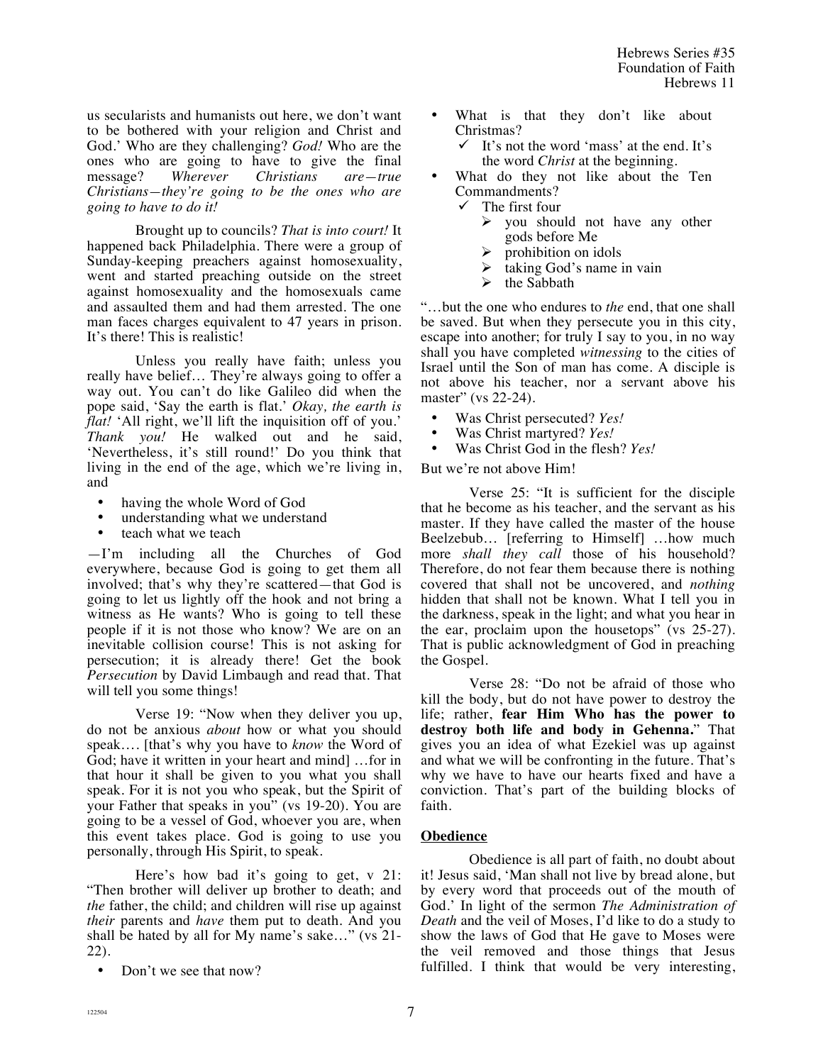us secularists and humanists out here, we don't want to be bothered with your religion and Christ and God.' Who are they challenging? *God!* Who are the ones who are going to have to give the final message? *Wherever Christians are—true Christians—they're going to be the ones who are going to have to do it!*

Brought up to councils? *That is into court!* It happened back Philadelphia. There were a group of Sunday-keeping preachers against homosexuality, went and started preaching outside on the street against homosexuality and the homosexuals came and assaulted them and had them arrested. The one man faces charges equivalent to 47 years in prison. It's there! This is realistic!

Unless you really have faith; unless you really have belief… They're always going to offer a way out. You can't do like Galileo did when the pope said, 'Say the earth is flat.' *Okay, the earth is flat!* 'All right, we'll lift the inquisition off of you.' *Thank you!* He walked out and he said, 'Nevertheless, it's still round!' Do you think that living in the end of the age, which we're living in, and

- having the whole Word of God
- understanding what we understand
- teach what we teach

—I'm including all the Churches of God everywhere, because God is going to get them all involved; that's why they're scattered—that God is going to let us lightly off the hook and not bring a witness as He wants? Who is going to tell these people if it is not those who know? We are on an inevitable collision course! This is not asking for persecution; it is already there! Get the book *Persecution* by David Limbaugh and read that. That will tell you some things!

Verse 19: "Now when they deliver you up, do not be anxious *about* how or what you should speak…. [that's why you have to *know* the Word of God; have it written in your heart and mind] …for in that hour it shall be given to you what you shall speak. For it is not you who speak, but the Spirit of your Father that speaks in you" (vs 19-20). You are going to be a vessel of God, whoever you are, when this event takes place. God is going to use you personally, through His Spirit, to speak.

Here's how bad it's going to get, v 21: "Then brother will deliver up brother to death; and *the* father, the child; and children will rise up against *their* parents and *have* them put to death. And you shall be hated by all for My name's sake…" (vs 21-22).

- Don't we see that now?
- What is that they don't like about Christmas?
  - ✓ It's not the word 'mass' at the end. It's the word *Christ* at the beginning.
- What do they not like about the Ten Commandments?
  - ✓ The first four
    - ➢ you should not have any other gods before Me
    - ➢ prohibition on idols
    - ➢ taking God's name in vain
    - ➢ the Sabbath

"…but the one who endures to *the* end, that one shall be saved. But when they persecute you in this city, escape into another; for truly I say to you, in no way shall you have completed *witnessing* to the cities of Israel until the Son of man has come. A disciple is not above his teacher, nor a servant above his master" (vs 22-24).

- Was Christ persecuted? *Yes!*
- Was Christ martyred? *Yes!*
- Was Christ God in the flesh? *Yes!*

But we're not above Him!

Verse 25: "It is sufficient for the disciple that he become as his teacher, and the servant as his master. If they have called the master of the house Beelzebub… [referring to Himself] …how much more *shall they call* those of his household? Therefore, do not fear them because there is nothing covered that shall not be uncovered, and *nothing* hidden that shall not be known. What I tell you in the darkness, speak in the light; and what you hear in the ear, proclaim upon the housetops" (vs 25-27). That is public acknowledgment of God in preaching the Gospel.

Verse 28: "Do not be afraid of those who kill the body, but do not have power to destroy the life; rather, **fear Him Who has the power to destroy both life and body in Gehenna.**" That gives you an idea of what Ezekiel was up against and what we will be confronting in the future. That's why we have to have our hearts fixed and have a conviction. That's part of the building blocks of faith.

## Obedience

Obedience is all part of faith, no doubt about it! Jesus said, 'Man shall not live by bread alone, but by every word that proceeds out of the mouth of God.' In light of the sermon *The Administration of Death* and the veil of Moses, I'd like to do a study to show the laws of God that He gave to Moses were the veil removed and those things that Jesus fulfilled. I think that would be very interesting,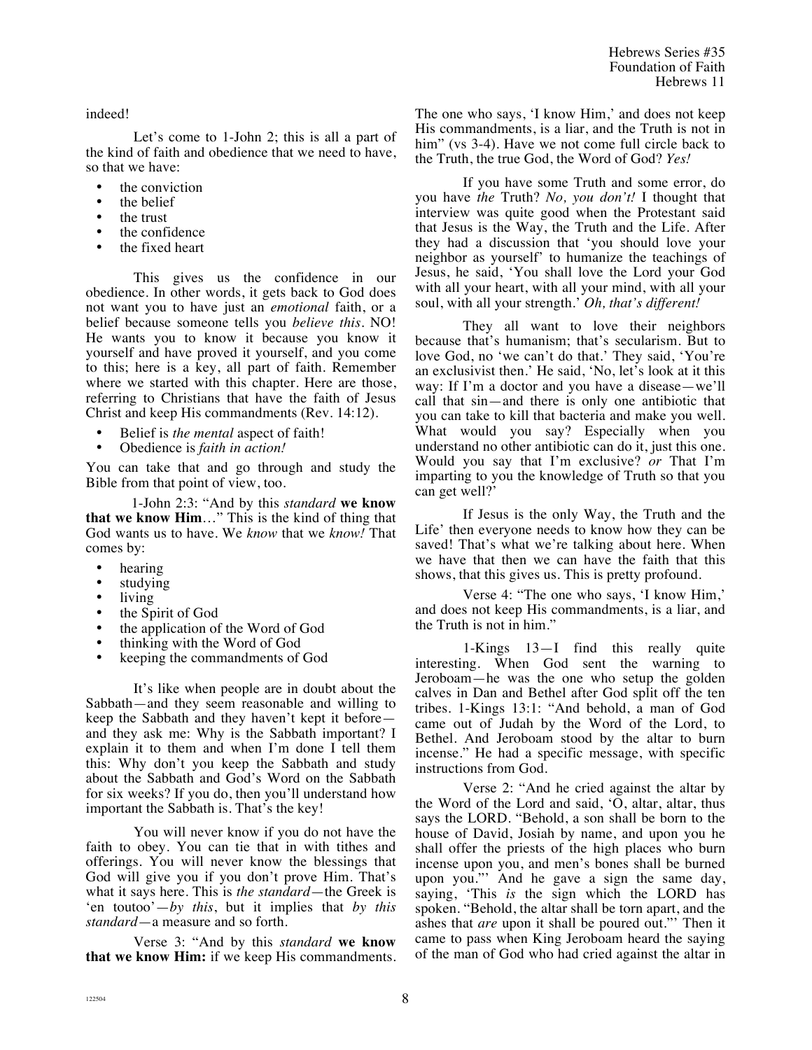indeed!

Let's come to 1-John 2; this is all a part of the kind of faith and obedience that we need to have, so that we have:

- the conviction
- the belief
- the trust
- the confidence
- the fixed heart

This gives us the confidence in our obedience. In other words, it gets back to God does not want you to have just an *emotional* faith, or a belief because someone tells you *believe this*. NO! He wants you to know it because you know it yourself and have proved it yourself, and you come to this; here is a key, all part of faith. Remember where we started with this chapter. Here are those, referring to Christians that have the faith of Jesus Christ and keep His commandments (Rev. 14:12).

- Belief is *the mental* aspect of faith!
- Obedience is *faith in action!*

You can take that and go through and study the Bible from that point of view, too.

1-John 2:3: "And by this *standard* **we know that we know Him**…" This is the kind of thing that God wants us to have. We *know* that we *know!* That comes by:

- hearing
- studying
- living
- the Spirit of God
- the application of the Word of God
- thinking with the Word of God
- keeping the commandments of God

It's like when people are in doubt about the Sabbath—and they seem reasonable and willing to keep the Sabbath and they haven't kept it before—and they ask me: Why is the Sabbath important? I explain it to them and when I'm done I tell them this: Why don't you keep the Sabbath and study about the Sabbath and God's Word on the Sabbath for six weeks? If you do, then you'll understand how important the Sabbath is. That's the key!

You will never know if you do not have the faith to obey. You can tie that in with tithes and offerings. You will never know the blessings that God will give you if you don't prove Him. That's what it says here. This is *the standard*—the Greek is 'en toutoo'—*by this*, but it implies that *by this standard*—a measure and so forth.

Verse 3: "And by this *standard* **we know that we know Him:** if we keep His commandments. The one who says, 'I know Him,' and does not keep His commandments, is a liar, and the Truth is not in him" (vs 3-4). Have we not come full circle back to the Truth, the true God, the Word of God? *Yes!*

If you have some Truth and some error, do you have *the* Truth? *No, you don't!* I thought that interview was quite good when the Protestant said that Jesus is the Way, the Truth and the Life. After they had a discussion that 'you should love your neighbor as yourself' to humanize the teachings of Jesus, he said, 'You shall love the Lord your God with all your heart, with all your mind, with all your soul, with all your strength.' *Oh, that's different!*

They all want to love their neighbors because that's humanism; that's secularism. But to love God, no 'we can't do that.' They said, 'You're an exclusivist then.' He said, 'No, let's look at it this way: If I'm a doctor and you have a disease—we'll call that sin—and there is only one antibiotic that you can take to kill that bacteria and make you well. What would you say? Especially when you understand no other antibiotic can do it, just this one. Would you say that I'm exclusive? *or* That I'm imparting to you the knowledge of Truth so that you can get well?'

If Jesus is the only Way, the Truth and the Life' then everyone needs to know how they can be saved! That's what we're talking about here. When we have that then we can have the faith that this shows, that this gives us. This is pretty profound.

Verse 4: "The one who says, 'I know Him,' and does not keep His commandments, is a liar, and the Truth is not in him."

1-Kings 13—I find this really quite interesting. When God sent the warning to Jeroboam—he was the one who setup the golden calves in Dan and Bethel after God split off the ten tribes. 1-Kings 13:1: "And behold, a man of God came out of Judah by the Word of the Lord, to Bethel. And Jeroboam stood by the altar to burn incense." He had a specific message, with specific instructions from God.

Verse 2: "And he cried against the altar by the Word of the Lord and said, 'O, altar, altar, thus says the LORD. "Behold, a son shall be born to the house of David, Josiah by name, and upon you he shall offer the priests of the high places who burn incense upon you, and men's bones shall be burned upon you."' And he gave a sign the same day, saying, 'This *is* the sign which the LORD has spoken. "Behold, the altar shall be torn apart, and the ashes that *are* upon it shall be poured out."' Then it came to pass when King Jeroboam heard the saying of the man of God who had cried against the altar in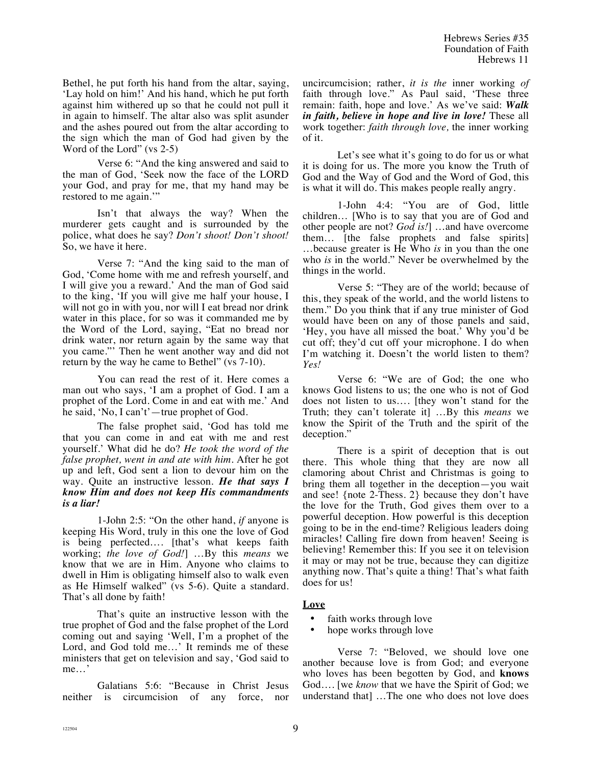Bethel, he put forth his hand from the altar, saying, 'Lay hold on him!' And his hand, which he put forth against him withered up so that he could not pull it in again to himself. The altar also was split asunder and the ashes poured out from the altar according to the sign which the man of God had given by the Word of the Lord" (vs 2-5)

Verse 6: "And the king answered and said to the man of God, 'Seek now the face of the LORD your God, and pray for me, that my hand may be restored to me again.'"

Isn't that always the way? When the murderer gets caught and is surrounded by the police, what does he say? *Don't shoot! Don't shoot!* So, we have it here.

Verse 7: "And the king said to the man of God, 'Come home with me and refresh yourself, and I will give you a reward.' And the man of God said to the king, 'If you will give me half your house, I will not go in with you, nor will I eat bread nor drink water in this place, for so was it commanded me by the Word of the Lord, saying, "Eat no bread nor drink water, nor return again by the same way that you came."' Then he went another way and did not return by the way he came to Bethel" (vs 7-10).

You can read the rest of it. Here comes a man out who says, 'I am a prophet of God. I am a prophet of the Lord. Come in and eat with me.' And he said, 'No, I can't'—true prophet of God.

The false prophet said, 'God has told me that you can come in and eat with me and rest yourself.' What did he do? *He took the word of the false prophet, went in and ate with him.* After he got up and left, God sent a lion to devour him on the way. Quite an instructive lesson. ***He that says I know Him and does not keep His commandments is a liar!***

1-John 2:5: "On the other hand, *if* anyone is keeping His Word, truly in this one the love of God is being perfected.... [that's what keeps faith working; *the love of God!*] ...By this *means* we know that we are in Him. Anyone who claims to dwell in Him is obligating himself also to walk even as He Himself walked" (vs 5-6). Quite a standard. That's all done by faith!

That's quite an instructive lesson with the true prophet of God and the false prophet of the Lord coming out and saying 'Well, I'm a prophet of the Lord, and God told me...' It reminds me of these ministers that get on television and say, 'God said to me...'

Galatians 5:6: "Because in Christ Jesus neither is circumcision of any force, nor uncircumcision; rather, *it is the* inner working *of* faith through love." As Paul said, 'These three remain: faith, hope and love.' As we've said: ***Walk in faith, believe in hope and live in love!*** These all work together: *faith through love,* the inner working of it.

Let's see what it's going to do for us or what it is doing for us. The more you know the Truth of God and the Way of God and the Word of God, this is what it will do. This makes people really angry.

1-John 4:4: "You are of God, little children... [Who is to say that you are of God and other people are not? *God is!*] ...and have overcome them... [the false prophets and false spirits] ...because greater is He Who *is* in you than the one who *is* in the world." Never be overwhelmed by the things in the world.

Verse 5: "They are of the world; because of this, they speak of the world, and the world listens to them." Do you think that if any true minister of God would have been on any of those panels and said, 'Hey, you have all missed the boat.' Why you'd be cut off; they'd cut off your microphone. I do when I'm watching it. Doesn't the world listen to them? *Yes!*

Verse 6: "We are of God; the one who knows God listens to us; the one who is not of God does not listen to us.... [they won't stand for the Truth; they can't tolerate it] ...By this *means* we know the Spirit of the Truth and the spirit of the deception."

There is a spirit of deception that is out there. This whole thing that they are now all clamoring about Christ and Christmas is going to bring them all together in the deception—you wait and see! {note 2-Thess. 2} because they don't have the love for the Truth, God gives them over to a powerful deception. How powerful is this deception going to be in the end-time? Religious leaders doing miracles! Calling fire down from heaven! Seeing is believing! Remember this: If you see it on television it may or may not be true, because they can digitize anything now. That's quite a thing! That's what faith does for us!

**Love**

- faith works through love
- hope works through love

Verse 7: "Beloved, we should love one another because love is from God; and everyone who loves has been begotten by God, and **knows** God.... [we *know* that we have the Spirit of God; we understand that] ...The one who does not love does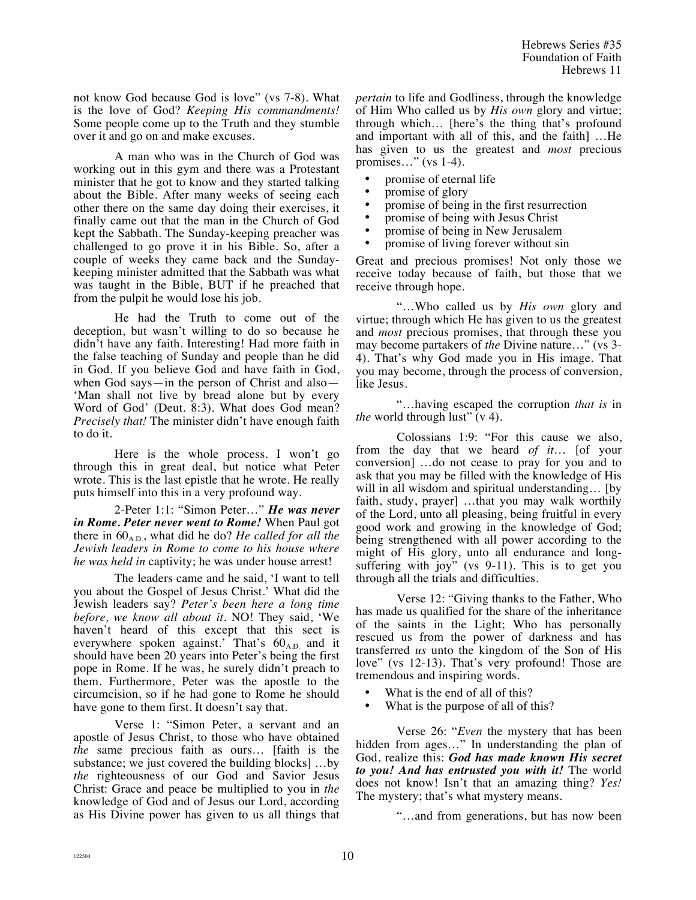not know God because God is love" (vs 7-8). What is the love of God? *Keeping His commandments!* Some people come up to the Truth and they stumble over it and go on and make excuses.

A man who was in the Church of God was working out in this gym and there was a Protestant minister that he got to know and they started talking about the Bible. After many weeks of seeing each other there on the same day doing their exercises, it finally came out that the man in the Church of God kept the Sabbath. The Sunday-keeping preacher was challenged to go prove it in his Bible. So, after a couple of weeks they came back and the Sunday-keeping minister admitted that the Sabbath was what was taught in the Bible, BUT if he preached that from the pulpit he would lose his job.

He had the Truth to come out of the deception, but wasn't willing to do so because he didn't have any faith. Interesting! Had more faith in the false teaching of Sunday and people than he did in God. If you believe God and have faith in God, when God says—in the person of Christ and also—'Man shall not live by bread alone but by every Word of God' (Deut. 8:3). What does God mean? *Precisely that!* The minister didn't have enough faith to do it.

Here is the whole process. I won't go through this in great deal, but notice what Peter wrote. This is the last epistle that he wrote. He really puts himself into this in a very profound way.

2-Peter 1:1: "Simon Peter…" ***He was never in Rome. Peter never went to Rome!*** When Paul got there in $60_{A.D.}$, what did he do? *He called for all the Jewish leaders in Rome to come to his house where he was held in* captivity; he was under house arrest!

The leaders came and he said, 'I want to tell you about the Gospel of Jesus Christ.' What did the Jewish leaders say? *Peter's been here a long time before, we know all about it.* NO! They said, 'We haven't heard of this except that this sect is everywhere spoken against.' That's $60_{A.D.}$ and it should have been 20 years into Peter's being the first pope in Rome. If he was, he surely didn't preach to them. Furthermore, Peter was the apostle to the circumcision, so if he had gone to Rome he should have gone to them first. It doesn't say that.

Verse 1: "Simon Peter, a servant and an apostle of Jesus Christ, to those who have obtained *the* same precious faith as ours… [faith is the substance; we just covered the building blocks] …by *the* righteousness of our God and Savior Jesus Christ: Grace and peace be multiplied to you in *the* knowledge of God and of Jesus our Lord, according as His Divine power has given to us all things that *pertain* to life and Godliness, through the knowledge of Him Who called us by *His own* glory and virtue; through which… [here's the thing that's profound and important with all of this, and the faith] …He has given to us the greatest and *most* precious promises…" (vs 1-4).

- promise of eternal life
- promise of glory
- promise of being in the first resurrection
- promise of being with Jesus Christ
- promise of being in New Jerusalem
- promise of living forever without sin

Great and precious promises! Not only those we receive today because of faith, but those that we receive through hope.

"…Who called us by *His own* glory and virtue; through which He has given to us the greatest and *most* precious promises, that through these you may become partakers of *the* Divine nature…" (vs 3-4). That's why God made you in His image. That you may become, through the process of conversion, like Jesus.

"…having escaped the corruption *that is* in *the* world through lust" (v 4).

Colossians 1:9: "For this cause we also, from the day that we heard *of it*… [of your conversion] …do not cease to pray for you and to ask that you may be filled with the knowledge of His will in all wisdom and spiritual understanding… [by faith, study, prayer] …that you may walk worthily of the Lord, unto all pleasing, being fruitful in every good work and growing in the knowledge of God; being strengthened with all power according to the might of His glory, unto all endurance and long-suffering with joy" (vs 9-11). This is to get you through all the trials and difficulties.

Verse 12: "Giving thanks to the Father, Who has made us qualified for the share of the inheritance of the saints in the Light; Who has personally rescued us from the power of darkness and has transferred *us* unto the kingdom of the Son of His love" (vs 12-13). That's very profound! Those are tremendous and inspiring words.

- What is the end of all of this?
- What is the purpose of all of this?

Verse 26: "*Even* the mystery that has been hidden from ages…" In understanding the plan of God, realize this: ***God has made known His secret to you! And has entrusted you with it!*** The world does not know! Isn't that an amazing thing? *Yes!* The mystery; that's what mystery means.

"…and from generations, but has now been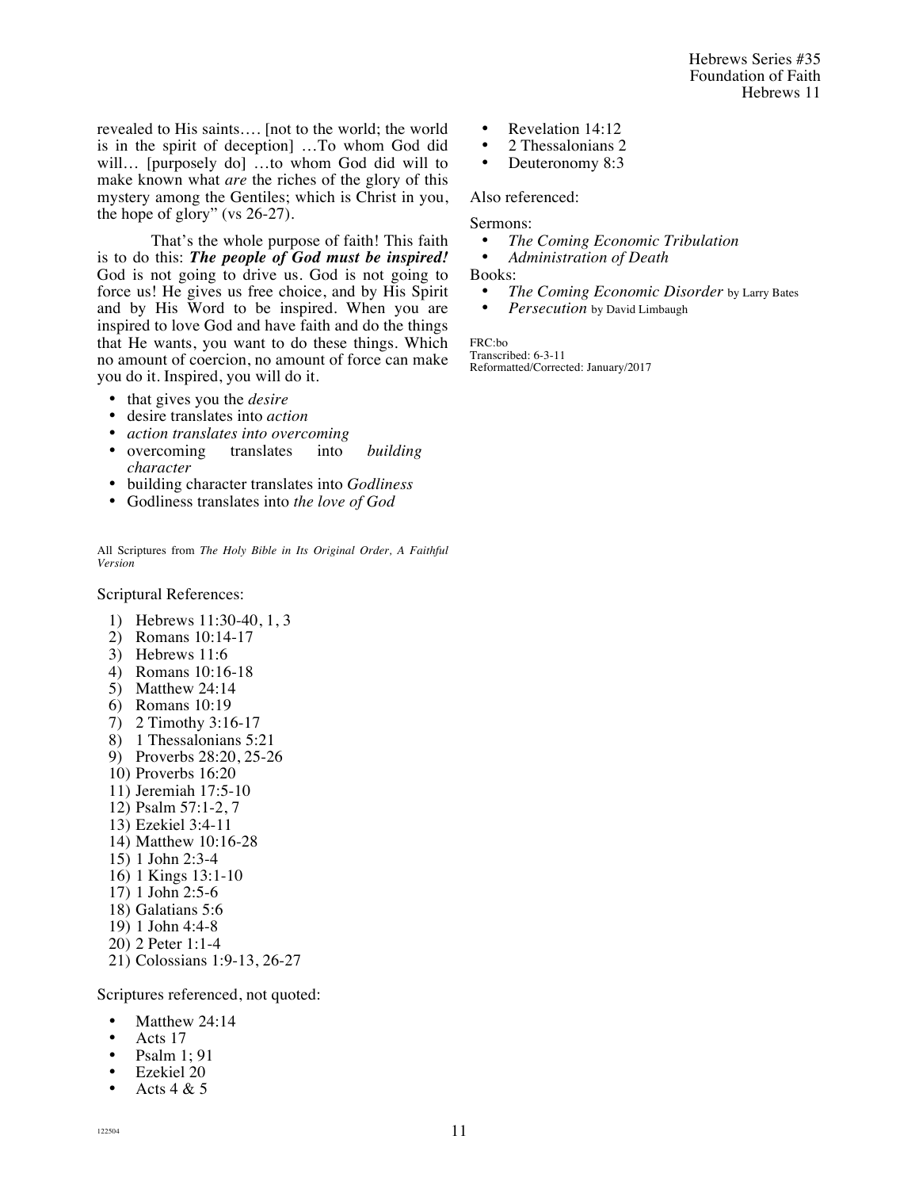revealed to His saints…. [not to the world; the world is in the spirit of deception] …To whom God did will… [purposely do] …to whom God did will to make known what *are* the riches of the glory of this mystery among the Gentiles; which is Christ in you, the hope of glory" (vs 26-27).

That's the whole purpose of faith! This faith is to do this: ***The people of God must be inspired!*** God is not going to drive us. God is not going to force us! He gives us free choice, and by His Spirit and by His Word to be inspired. When you are inspired to love God and have faith and do the things that He wants, you want to do these things. Which no amount of coercion, no amount of force can make you do it. Inspired, you will do it.

- that gives you the *desire*
- desire translates into *action*
- *action translates into overcoming*
- overcoming translates into *building character*
- building character translates into *Godliness*
- Godliness translates into *the love of God*

All Scriptures from *The Holy Bible in Its Original Order, A Faithful Version*

Scriptural References:

1) Hebrews 11:30-40, 1, 3
2) Romans 10:14-17
3) Hebrews 11:6
4) Romans 10:16-18
5) Matthew 24:14
6) Romans 10:19
7) 2 Timothy 3:16-17
8) 1 Thessalonians 5:21
9) Proverbs 28:20, 25-26
10) Proverbs 16:20
11) Jeremiah 17:5-10
12) Psalm 57:1-2, 7
13) Ezekiel 3:4-11
14) Matthew 10:16-28
15) 1 John 2:3-4
16) 1 Kings 13:1-10
17) 1 John 2:5-6
18) Galatians 5:6
19) 1 John 4:4-8
20) 2 Peter 1:1-4
21) Colossians 1:9-13, 26-27

Scriptures referenced, not quoted:

- Matthew 24:14
- Acts 17
- Psalm 1; 91
- Ezekiel 20
- Acts 4 & 5
- Revelation 14:12
- 2 Thessalonians 2
- Deuteronomy 8:3

Also referenced:

Sermons:
- *The Coming Economic Tribulation*
- *Administration of Death*

Books:
- *The Coming Economic Disorder* by Larry Bates
- *Persecution* by David Limbaugh

FRC:bo
Transcribed: 6-3-11
Reformatted/Corrected: January/2017